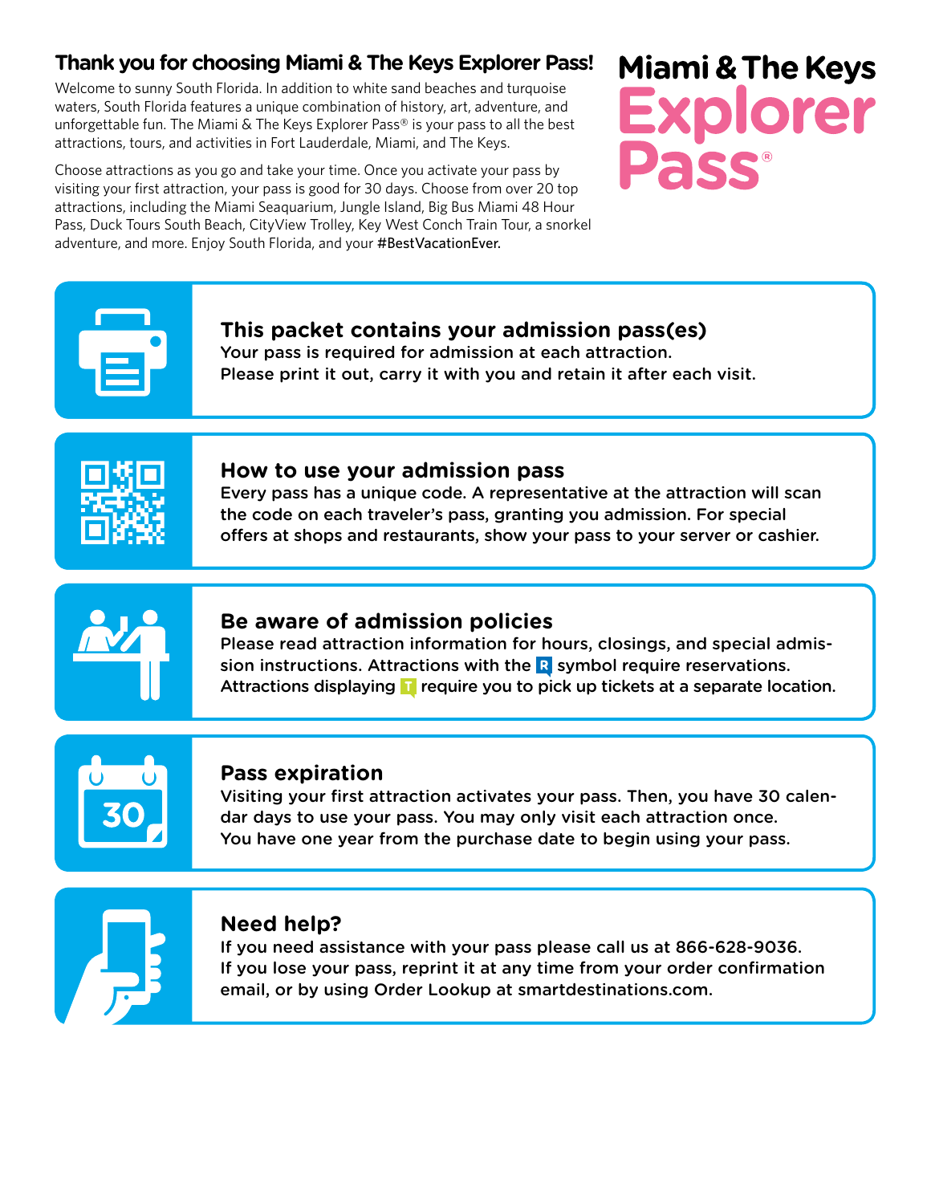# Thank you for choosing Miami & The Keys Explorer Pass!

Welcome to sunny South Florida. In addition to white sand beaches and turquoise waters, South Florida features a unique combination of history, art, adventure, and unforgettable fun. The Miami & The Keys Explorer Pass® is your pass to all the best attractions, tours, and activities in Fort Lauderdale, Miami, and The Keys.

Choose attractions as you go and take your time. Once you activate your pass by visiting your first attraction, your pass is good for 30 days. Choose from over 20 top attractions, including the Miami Seaquarium, Jungle Island, Big Bus Miami 48 Hour Pass, Duck Tours South Beach, CityView Trolley, Key West Conch Train Tour, a snorkel adventure, and more. Enjoy South Florida, and your #BestVacationEver.

**Miami & The Keys Explorer Pass®**

## This packet contains your admission pass(es)

Your pass is required for admission at each attraction.
Please print it out, carry it with you and retain it after each visit.

## How to use your admission pass

Every pass has a unique code. A representative at the attraction will scan the code on each traveler's pass, granting you admission. For special offers at shops and restaurants, show your pass to your server or cashier.

## Be aware of admission policies

Please read attraction information for hours, closings, and special admission instructions. Attractions with the R symbol require reservations.
Attractions displaying T require you to pick up tickets at a separate location.

## Pass expiration

Visiting your first attraction activates your pass. Then, you have 30 calendar days to use your pass. You may only visit each attraction once.
You have one year from the purchase date to begin using your pass.

## Need help?

If you need assistance with your pass please call us at 866-628-9036.
If you lose your pass, reprint it at any time from your order confirmation email, or by using Order Lookup at smartdestinations.com.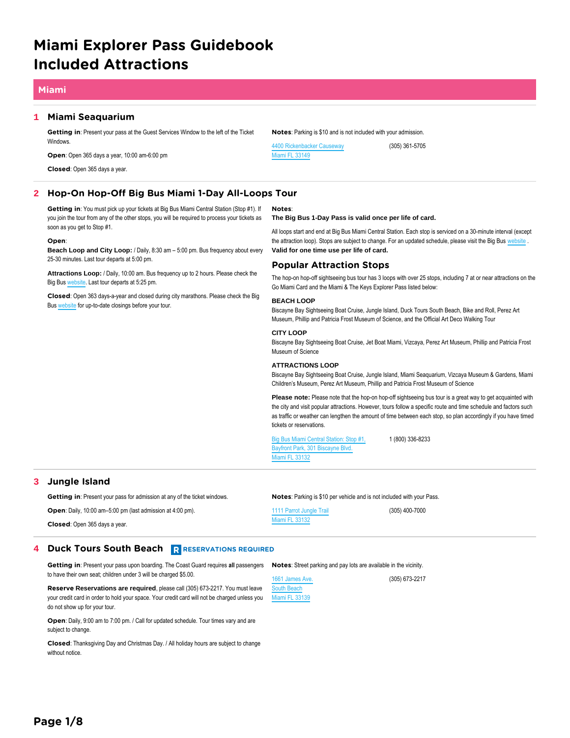# Miami Explorer Pass Guidebook
# Included Attractions

## Miami

### 1 Miami Seaquarium

**Getting in**: Present your pass at the Guest Services Window to the left of the Ticket Windows.

**Open**: Open 365 days a year, 10:00 am-6:00 pm

**Closed**: Open 365 days a year.

**Notes**: Parking is $10 and is not included with your admission.

4400 Rickenbacker Causeway
Miami FL 33149

(305) 361-5705

### 2 Hop-On Hop-Off Big Bus Miami 1-Day All-Loops Tour

**Getting in**: You must pick up your tickets at Big Bus Miami Central Station (Stop #1). If you join the tour from any of the other stops, you will be required to process your tickets as soon as you get to Stop #1.

**Open**:
**Beach Loop and City Loop:** / Daily, 8:30 am – 5:00 pm. Bus frequency about every 25-30 minutes. Last tour departs at 5:00 pm.

**Attractions Loop:** / Daily, 10:00 am. Bus frequency up to 2 hours. Please check the Big Bus website. Last tour departs at 5:25 pm.

**Closed**: Open 363 days-a-year and closed during city marathons. Please check the Big Bus website for up-to-date closings before your tour.

**Notes**:
**The Big Bus 1-Day Pass is valid once per life of card.**

All loops start and end at Big Bus Miami Central Station. Each stop is serviced on a 30-minute interval (except the attraction loop). Stops are subject to change. For an updated schedule, please visit the Big Bus website .
**Valid for one time use per life of card.**

#### Popular Attraction Stops

The hop-on hop-off sightseeing bus tour has 3 loops with over 25 stops, including 7 at or near attractions on the Go Miami Card and the Miami & The Keys Explorer Pass listed below:

**BEACH LOOP**
Biscayne Bay Sightseeing Boat Cruise, Jungle Island, Duck Tours South Beach, Bike and Roll, Perez Art Museum, Phillip and Patricia Frost Museum of Science, and the Official Art Deco Walking Tour

**CITY LOOP**
Biscayne Bay Sightseeing Boat Cruise, Jet Boat Miami, Vizcaya, Perez Art Museum, Phillip and Patricia Frost Museum of Science

**ATTRACTIONS LOOP**
Biscayne Bay Sightseeing Boat Cruise, Jungle Island, Miami Seaquarium, Vizcaya Museum & Gardens, Miami Children's Museum, Perez Art Museum, Phillip and Patricia Frost Museum of Science

**Please note:** Please note that the hop-on hop-off sightseeing bus tour is a great way to get acquainted with the city and visit popular attractions. However, tours follow a specific route and time schedule and factors such as traffic or weather can lengthen the amount of time between each stop, so plan accordingly if you have timed tickets or reservations.

Big Bus Miami Central Station: Stop #1,
Bayfront Park, 301 Biscayne Blvd.
Miami FL 33132

1 (800) 336-8233

### 3 Jungle Island

**Getting in**: Present your pass for admission at any of the ticket windows.

**Open**: Daily, 10:00 am–5:00 pm (last admission at 4:00 pm).

**Closed**: Open 365 days a year.

**Notes**: Parking is $10 per vehicle and is not included with your Pass.

1111 Parrot Jungle Trail
Miami FL 33132

(305) 400-7000

### 4 Duck Tours South Beach — R RESERVATIONS REQUIRED

**Getting in**: Present your pass upon boarding. The Coast Guard requires **all** passengers to have their own seat; children under 3 will be charged $5.00.

**Reserve Reservations are required**, please call (305) 673-2217. You must leave your credit card in order to hold your space. Your credit card will not be charged unless you do not show up for your tour.

**Open**: Daily, 9:00 am to 7:00 pm. / Call for updated schedule. Tour times vary and are subject to change.

**Closed**: Thanksgiving Day and Christmas Day. / All holiday hours are subject to change without notice.

**Notes**: Street parking and pay lots are available in the vicinity.

1661 James Ave.
South Beach
Miami FL 33139

(305) 673-2217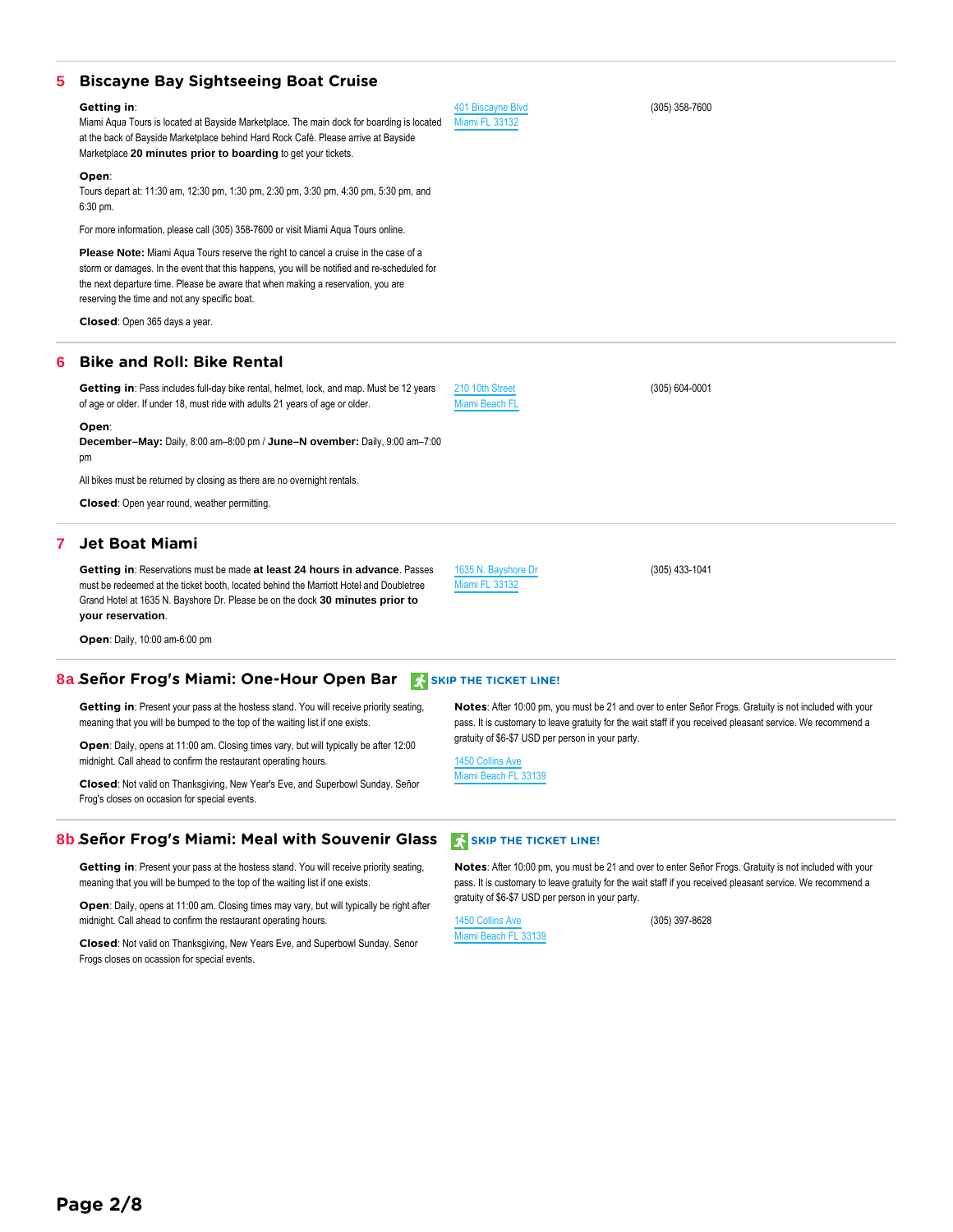## 5 Biscayne Bay Sightseeing Boat Cruise

**Getting in**:
Miami Aqua Tours is located at Bayside Marketplace. The main dock for boarding is located at the back of Bayside Marketplace behind Hard Rock Café. Please arrive at Bayside Marketplace **20 minutes prior to boarding** to get your tickets.

**Open**:
Tours depart at: 11:30 am, 12:30 pm, 1:30 pm, 2:30 pm, 3:30 pm, 4:30 pm, 5:30 pm, and 6:30 pm.

For more information, please call (305) 358-7600 or visit Miami Aqua Tours online.

**Please Note:** Miami Aqua Tours reserve the right to cancel a cruise in the case of a storm or damages. In the event that this happens, you will be notified and re-scheduled for the next departure time. Please be aware that when making a reservation, you are reserving the time and not any specific boat.

**Closed**: Open 365 days a year.

401 Biscayne Blvd
Miami FL 33132

(305) 358-7600

## 6 Bike and Roll: Bike Rental

**Getting in**: Pass includes full-day bike rental, helmet, lock, and map. Must be 12 years of age or older. If under 18, must ride with adults 21 years of age or older.

**Open**:
**December–May:** Daily, 8:00 am–8:00 pm / **June–N ovember:** Daily, 9:00 am–7:00 pm

All bikes must be returned by closing as there are no overnight rentals.

**Closed**: Open year round, weather permitting.

210 10th Street
Miami Beach FL

(305) 604-0001

## 7 Jet Boat Miami

**Getting in**: Reservations must be made **at least 24 hours in advance**. Passes must be redeemed at the ticket booth, located behind the Marriott Hotel and Doubletree Grand Hotel at 1635 N. Bayshore Dr. Please be on the dock **30 minutes prior to your reservation**.

**Open**: Daily, 10:00 am-6:00 pm

1635 N. Bayshore Dr
Miami FL 33132

(305) 433-1041

## 8a Señor Frog's Miami: One-Hour Open Bar

SKIP THE TICKET LINE!

**Getting in**: Present your pass at the hostess stand. You will receive priority seating, meaning that you will be bumped to the top of the waiting list if one exists.

**Open**: Daily, opens at 11:00 am. Closing times vary, but will typically be after 12:00 midnight. Call ahead to confirm the restaurant operating hours.

**Closed**: Not valid on Thanksgiving, New Year's Eve, and Superbowl Sunday. Señor Frog's closes on occasion for special events.

**Notes**: After 10:00 pm, you must be 21 and over to enter Señor Frogs. Gratuity is not included with your pass. It is customary to leave gratuity for the wait staff if you received pleasant service. We recommend a gratuity of $6-$7 USD per person in your party.

1450 Collins Ave
Miami Beach FL 33139

## 8b Señor Frog's Miami: Meal with Souvenir Glass

SKIP THE TICKET LINE!

**Getting in**: Present your pass at the hostess stand. You will receive priority seating, meaning that you will be bumped to the top of the waiting list if one exists.

**Open**: Daily, opens at 11:00 am. Closing times may vary, but will typically be right after midnight. Call ahead to confirm the restaurant operating hours.

**Closed**: Not valid on Thanksgiving, New Years Eve, and Superbowl Sunday. Senor Frogs closes on ocassion for special events.

**Notes**: After 10:00 pm, you must be 21 and over to enter Señor Frogs. Gratuity is not included with your pass. It is customary to leave gratuity for the wait staff if you received pleasant service. We recommend a gratuity of $6-$7 USD per person in your party.

1450 Collins Ave
Miami Beach FL 33139

(305) 397-8628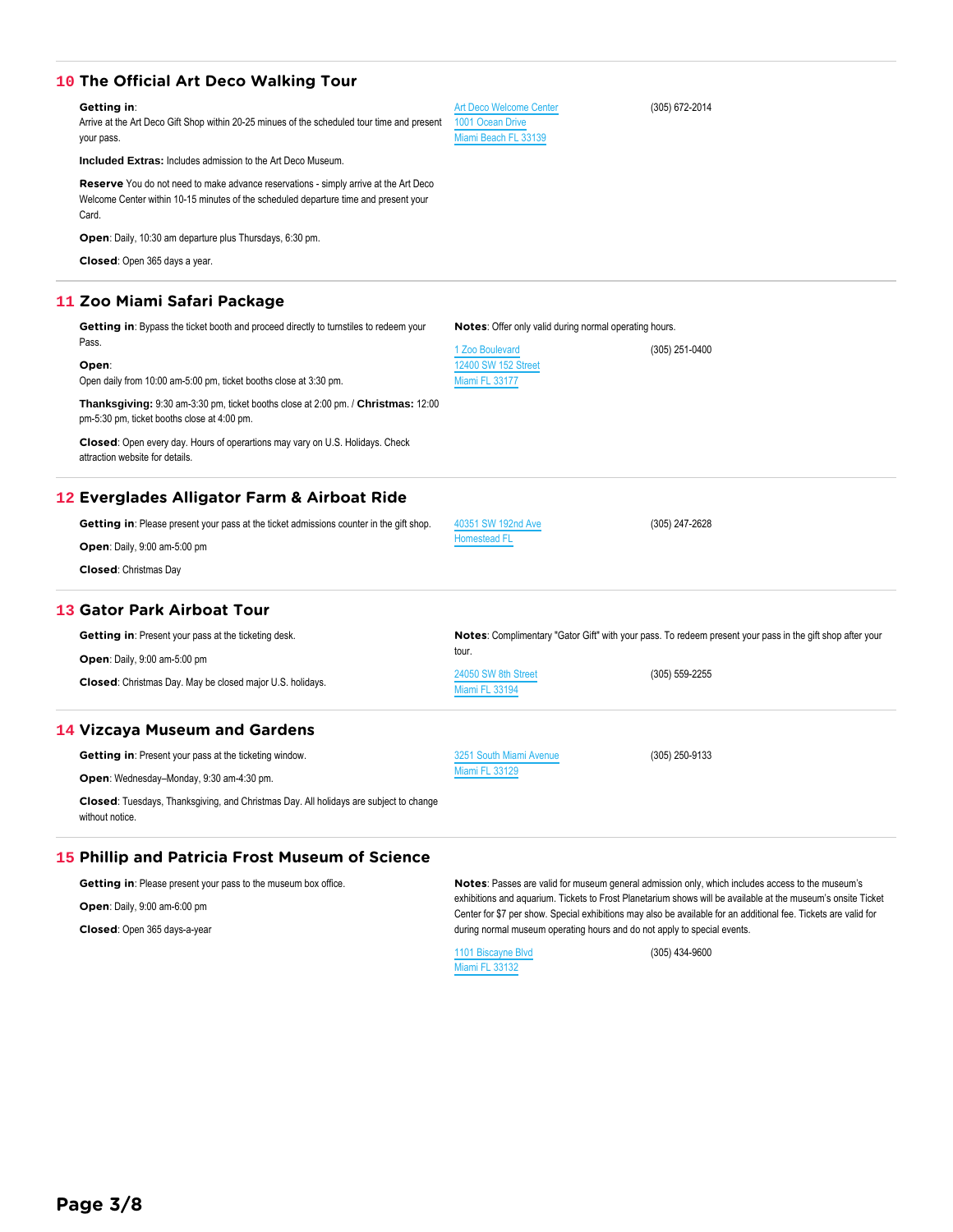## 10 The Official Art Deco Walking Tour

**Getting in**:
Arrive at the Art Deco Gift Shop within 20-25 minues of the scheduled tour time and present your pass.

**Included Extras:** Includes admission to the Art Deco Museum.

**Reserve** You do not need to make advance reservations - simply arrive at the Art Deco Welcome Center within 10-15 minutes of the scheduled departure time and present your Card.

**Open**: Daily, 10:30 am departure plus Thursdays, 6:30 pm.

**Closed**: Open 365 days a year.

Art Deco Welcome Center
1001 Ocean Drive
Miami Beach FL 33139

(305) 672-2014

## 11 Zoo Miami Safari Package

**Getting in**: Bypass the ticket booth and proceed directly to turnstiles to redeem your Pass.

**Open**:
Open daily from 10:00 am-5:00 pm, ticket booths close at 3:30 pm.

**Thanksgiving:** 9:30 am-3:30 pm, ticket booths close at 2:00 pm. / **Christmas:** 12:00 pm-5:30 pm, ticket booths close at 4:00 pm.

**Closed**: Open every day. Hours of operartions may vary on U.S. Holidays. Check attraction website for details.

**Notes**: Offer only valid during normal operating hours.

1 Zoo Boulevard
12400 SW 152 Street
Miami FL 33177

(305) 251-0400

## 12 Everglades Alligator Farm & Airboat Ride

**Getting in**: Please present your pass at the ticket admissions counter in the gift shop.

**Open**: Daily, 9:00 am-5:00 pm

**Closed**: Christmas Day

40351 SW 192nd Ave
Homestead FL

(305) 247-2628

## 13 Gator Park Airboat Tour

**Getting in**: Present your pass at the ticketing desk.

**Open**: Daily, 9:00 am-5:00 pm

**Closed**: Christmas Day. May be closed major U.S. holidays.

**Notes**: Complimentary "Gator Gift" with your pass. To redeem present your pass in the gift shop after your tour.

24050 SW 8th Street
Miami FL 33194

(305) 559-2255

## 14 Vizcaya Museum and Gardens

**Getting in**: Present your pass at the ticketing window.

**Open**: Wednesday–Monday, 9:30 am-4:30 pm.

**Closed**: Tuesdays, Thanksgiving, and Christmas Day. All holidays are subject to change without notice.

3251 South Miami Avenue
Miami FL 33129

(305) 250-9133

## 15 Phillip and Patricia Frost Museum of Science

**Getting in**: Please present your pass to the museum box office.

**Open**: Daily, 9:00 am-6:00 pm

**Closed**: Open 365 days-a-year

**Notes**: Passes are valid for museum general admission only, which includes access to the museum's exhibitions and aquarium. Tickets to Frost Planetarium shows will be available at the museum's onsite Ticket Center for $7 per show. Special exhibitions may also be available for an additional fee. Tickets are valid for during normal museum operating hours and do not apply to special events.

1101 Biscayne Blvd
Miami FL 33132

(305) 434-9600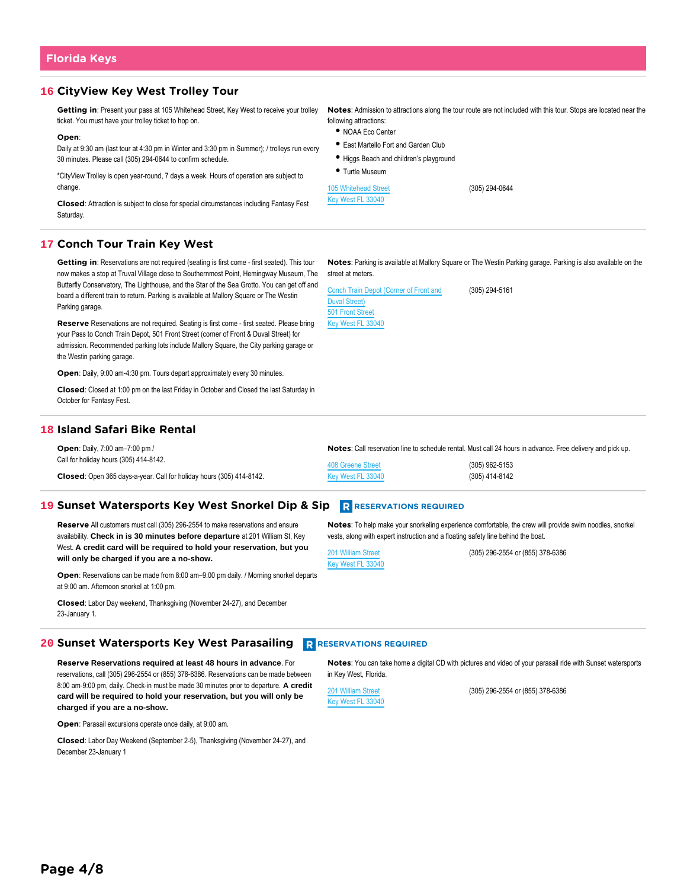## Florida Keys

### 16 CityView Key West Trolley Tour

**Getting in**: Present your pass at 105 Whitehead Street, Key West to receive your trolley ticket. You must have your trolley ticket to hop on.

**Open**:
Daily at 9:30 am (last tour at 4:30 pm in Winter and 3:30 pm in Summer); / trolleys run every 30 minutes. Please call (305) 294-0644 to confirm schedule.

*CityView Trolley is open year-round, 7 days a week. Hours of operation are subject to change.

**Closed**: Attraction is subject to close for special circumstances including Fantasy Fest Saturday.

**Notes**: Admission to attractions along the tour route are not included with this tour. Stops are located near the following attractions:

- NOAA Eco Center
- East Martello Fort and Garden Club
- Higgs Beach and children's playground
- Turtle Museum

105 Whitehead Street
Key West FL 33040

(305) 294-0644

### 17 Conch Tour Train Key West

**Getting in**: Reservations are not required (seating is first come - first seated). This tour now makes a stop at Truval Village close to Southernmost Point, Hemingway Museum, The Butterfly Conservatory, The Lighthouse, and the Star of the Sea Grotto. You can get off and board a different train to return. Parking is available at Mallory Square or The Westin Parking garage.

**Reserve** Reservations are not required. Seating is first come - first seated. Please bring your Pass to Conch Train Depot, 501 Front Street (corner of Front & Duval Street) for admission. Recommended parking lots include Mallory Square, the City parking garage or the Westin parking garage.

**Open**: Daily, 9:00 am-4:30 pm. Tours depart approximately every 30 minutes.

**Closed**: Closed at 1:00 pm on the last Friday in October and Closed the last Saturday in October for Fantasy Fest.

**Notes**: Parking is available at Mallory Square or The Westin Parking garage. Parking is also available on the street at meters.

Conch Train Depot (Corner of Front and Duval Street)
501 Front Street
Key West FL 33040

(305) 294-5161

### 18 Island Safari Bike Rental

**Open**: Daily, 7:00 am–7:00 pm /
Call for holiday hours (305) 414-8142.

**Closed**: Open 365 days-a-year. Call for holiday hours (305) 414-8142.

**Notes**: Call reservation line to schedule rental. Must call 24 hours in advance. Free delivery and pick up.

408 Greene Street
Key West FL 33040

(305) 962-5153
(305) 414-8142

### 19 Sunset Watersports Key West Snorkel Dip & Sip — R RESERVATIONS REQUIRED

**Reserve** All customers must call (305) 296-2554 to make reservations and ensure availability. **Check in is 30 minutes before departure** at 201 William St, Key West. **A credit card will be required to hold your reservation, but you will only be charged if you are a no-show.**

**Open**: Reservations can be made from 8:00 am–9:00 pm daily. / Morning snorkel departs at 9:00 am. Afternoon snorkel at 1:00 pm.

**Closed**: Labor Day weekend, Thanksgiving (November 24-27), and December 23-January 1.

**Notes**: To help make your snorkeling experience comfortable, the crew will provide swim noodles, snorkel vests, along with expert instruction and a floating safety line behind the boat.

201 William Street
Key West FL 33040

(305) 296-2554 or (855) 378-6386

### 20 Sunset Watersports Key West Parasailing — R RESERVATIONS REQUIRED

**Reserve Reservations required at least 48 hours in advance**. For reservations, call (305) 296-2554 or (855) 378-6386. Reservations can be made between 8:00 am-9:00 pm, daily. Check-in must be made 30 minutes prior to departure. **A credit card will be required to hold your reservation, but you will only be charged if you are a no-show.**

**Open**: Parasail excursions operate once daily, at 9:00 am.

**Closed**: Labor Day Weekend (September 2-5), Thanksgiving (November 24-27), and December 23-January 1

**Notes**: You can take home a digital CD with pictures and video of your parasail ride with Sunset watersports in Key West, Florida.

201 William Street
Key West FL 33040

(305) 296-2554 or (855) 378-6386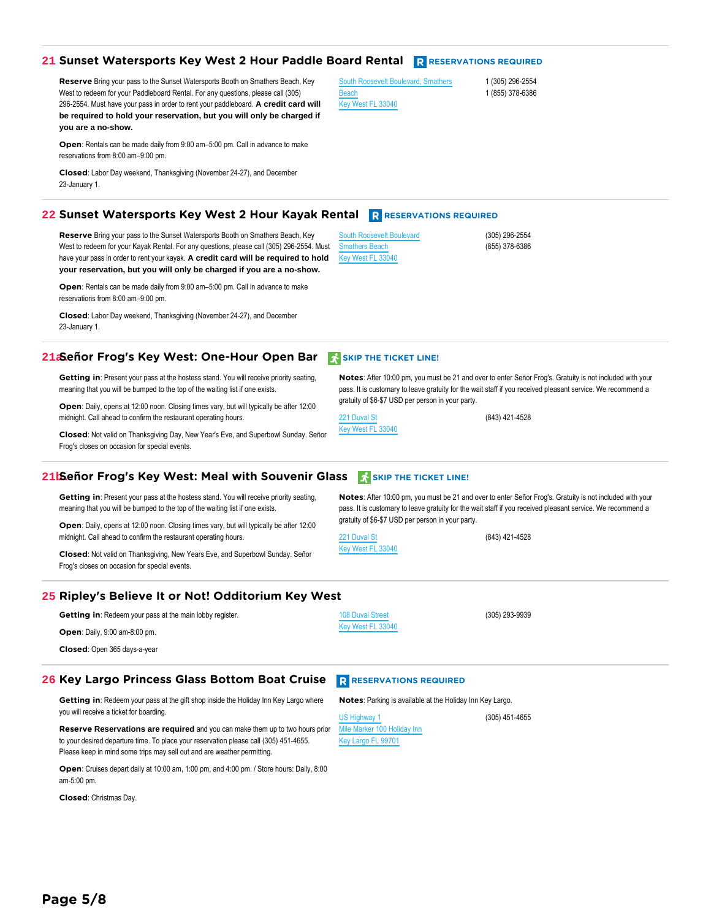## 21 Sunset Watersports Key West 2 Hour Paddle Board Rental

**RESERVATIONS REQUIRED**

**Reserve** Bring your pass to the Sunset Watersports Booth on Smathers Beach, Key West to redeem for your Paddleboard Rental. For any questions, please call (305) 296-2554. Must have your pass in order to rent your paddleboard. **A credit card will be required to hold your reservation, but you will only be charged if you are a no-show.**

**Open**: Rentals can be made daily from 9:00 am–5:00 pm. Call in advance to make reservations from 8:00 am–9:00 pm.

**Closed**: Labor Day weekend, Thanksgiving (November 24-27), and December 23-January 1.

South Roosevelt Boulevard, Smathers Beach
Key West FL 33040

1 (305) 296-2554
1 (855) 378-6386

## 22 Sunset Watersports Key West 2 Hour Kayak Rental

**RESERVATIONS REQUIRED**

**Reserve** Bring your pass to the Sunset Watersports Booth on Smathers Beach, Key West to redeem for your Kayak Rental. For any questions, please call (305) 296-2554. Must have your pass in order to rent your kayak. **A credit card will be required to hold your reservation, but you will only be charged if you are a no-show.**

**Open**: Rentals can be made daily from 9:00 am–5:00 pm. Call in advance to make reservations from 8:00 am–9:00 pm.

**Closed**: Labor Day weekend, Thanksgiving (November 24-27), and December 23-January 1.

South Roosevelt Boulevard
Smathers Beach
Key West FL 33040

(305) 296-2554
(855) 378-6386

## 21a Señor Frog's Key West: One-Hour Open Bar

**SKIP THE TICKET LINE!**

**Getting in**: Present your pass at the hostess stand. You will receive priority seating, meaning that you will be bumped to the top of the waiting list if one exists.

**Open**: Daily, opens at 12:00 noon. Closing times vary, but will typically be after 12:00 midnight. Call ahead to confirm the restaurant operating hours.

**Closed**: Not valid on Thanksgiving Day, New Year's Eve, and Superbowl Sunday. Señor Frog's closes on occasion for special events.

**Notes**: After 10:00 pm, you must be 21 and over to enter Señor Frog's. Gratuity is not included with your pass. It is customary to leave gratuity for the wait staff if you received pleasant service. We recommend a gratuity of $6-$7 USD per person in your party.

221 Duval St
Key West FL 33040

(843) 421-4528

## 21b Señor Frog's Key West: Meal with Souvenir Glass

**SKIP THE TICKET LINE!**

**Getting in**: Present your pass at the hostess stand. You will receive priority seating, meaning that you will be bumped to the top of the waiting list if one exists.

**Open**: Daily, opens at 12:00 noon. Closing times vary, but will typically be after 12:00 midnight. Call ahead to confirm the restaurant operating hours.

**Closed**: Not valid on Thanksgiving, New Years Eve, and Superbowl Sunday. Señor Frog's closes on occasion for special events.

**Notes**: After 10:00 pm, you must be 21 and over to enter Señor Frog's. Gratuity is not included with your pass. It is customary to leave gratuity for the wait staff if you received pleasant service. We recommend a gratuity of $6-$7 USD per person in your party.

221 Duval St
Key West FL 33040

(843) 421-4528

## 25 Ripley's Believe It or Not! Odditorium Key West

**Getting in**: Redeem your pass at the main lobby register.

**Open**: Daily, 9:00 am-8:00 pm.

**Closed**: Open 365 days-a-year

108 Duval Street
Key West FL 33040

(305) 293-9939

## 26 Key Largo Princess Glass Bottom Boat Cruise

**RESERVATIONS REQUIRED**

**Getting in**: Redeem your pass at the gift shop inside the Holiday Inn Key Largo where you will receive a ticket for boarding.

**Reserve Reservations are required** and you can make them up to two hours prior to your desired departure time. To place your reservation please call (305) 451-4655. Please keep in mind some trips may sell out and are weather permitting.

**Open**: Cruises depart daily at 10:00 am, 1:00 pm, and 4:00 pm. / Store hours: Daily, 8:00 am-5:00 pm.

**Closed**: Christmas Day.

**Notes**: Parking is available at the Holiday Inn Key Largo.

US Highway 1
Mile Marker 100 Holiday Inn
Key Largo FL 99701

(305) 451-4655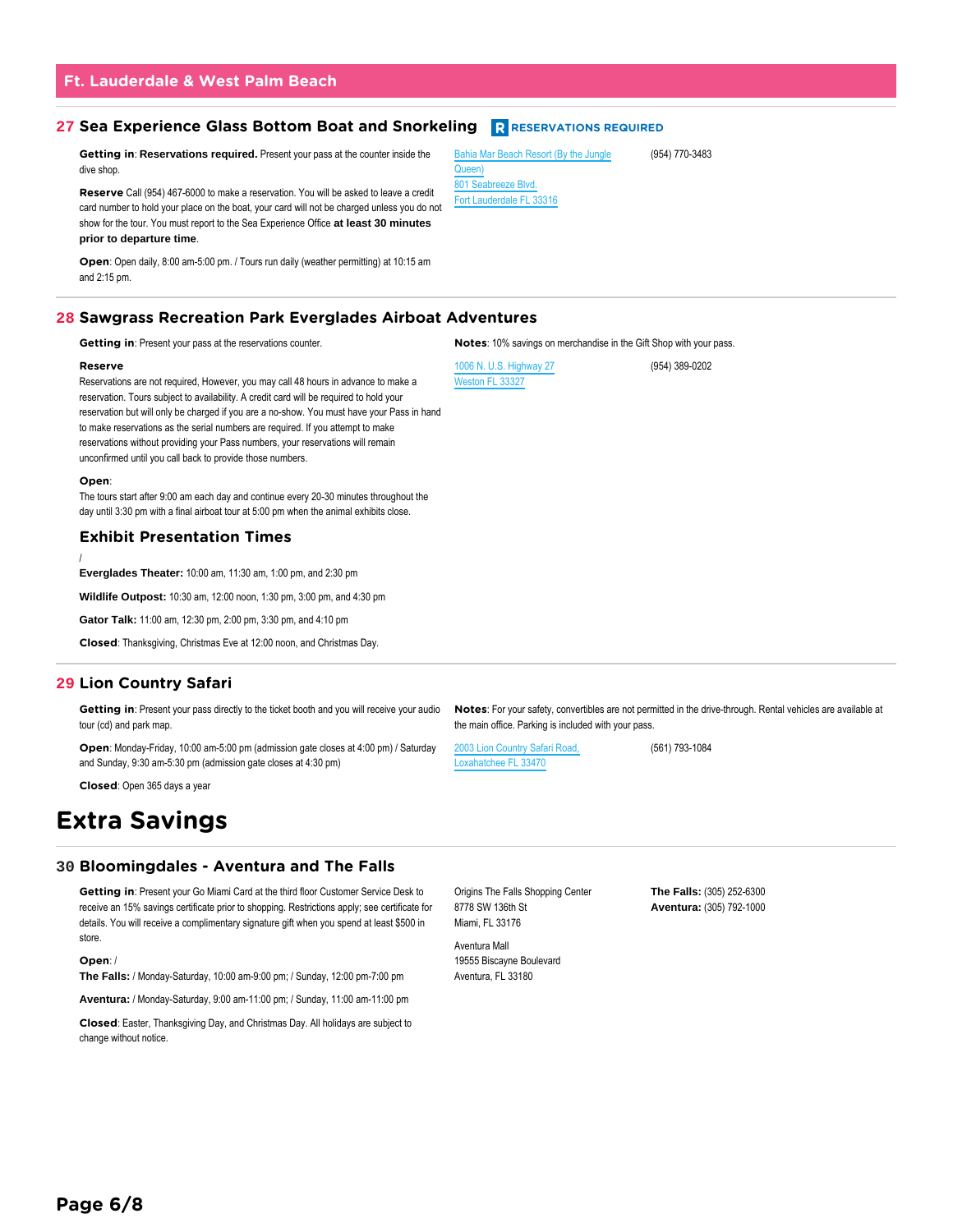## Ft. Lauderdale & West Palm Beach

### 27 Sea Experience Glass Bottom Boat and Snorkeling **R RESERVATIONS REQUIRED**

**Getting in**: **Reservations required.** Present your pass at the counter inside the dive shop.

**Reserve** Call (954) 467-6000 to make a reservation. You will be asked to leave a credit card number to hold your place on the boat, your card will not be charged unless you do not show for the tour. You must report to the Sea Experience Office **at least 30 minutes prior to departure time**.

**Open**: Open daily, 8:00 am-5:00 pm. / Tours run daily (weather permitting) at 10:15 am and 2:15 pm.

Bahia Mar Beach Resort (By the Jungle Queen)
801 Seabreeze Blvd.
Fort Lauderdale FL 33316

(954) 770-3483

### 28 Sawgrass Recreation Park Everglades Airboat Adventures

**Getting in**: Present your pass at the reservations counter.

**Reserve**
Reservations are not required, However, you may call 48 hours in advance to make a reservation. Tours subject to availability. A credit card will be required to hold your reservation but will only be charged if you are a no-show. You must have your Pass in hand to make reservations as the serial numbers are required. If you attempt to make reservations without providing your Pass numbers, your reservations will remain unconfirmed until you call back to provide those numbers.

**Open**:
The tours start after 9:00 am each day and continue every 20-30 minutes throughout the day until 3:30 pm with a final airboat tour at 5:00 pm when the animal exhibits close.

#### Exhibit Presentation Times

/
**Everglades Theater:** 10:00 am, 11:30 am, 1:00 pm, and 2:30 pm

**Wildlife Outpost:** 10:30 am, 12:00 noon, 1:30 pm, 3:00 pm, and 4:30 pm

**Gator Talk:** 11:00 am, 12:30 pm, 2:00 pm, 3:30 pm, and 4:10 pm

**Closed**: Thanksgiving, Christmas Eve at 12:00 noon, and Christmas Day.

**Notes**: 10% savings on merchandise in the Gift Shop with your pass.

1006 N. U.S. Highway 27
Weston FL 33327

(954) 389-0202

### 29 Lion Country Safari

**Getting in**: Present your pass directly to the ticket booth and you will receive your audio tour (cd) and park map.

**Open**: Monday-Friday, 10:00 am-5:00 pm (admission gate closes at 4:00 pm) / Saturday and Sunday, 9:30 am-5:30 pm (admission gate closes at 4:30 pm)

**Closed**: Open 365 days a year

**Notes**: For your safety, convertibles are not permitted in the drive-through. Rental vehicles are available at the main office. Parking is included with your pass.

2003 Lion Country Safari Road,
Loxahatchee FL 33470

(561) 793-1084

# Extra Savings

### 30 Bloomingdales - Aventura and The Falls

**Getting in**: Present your Go Miami Card at the third floor Customer Service Desk to receive an 15% savings certificate prior to shopping. Restrictions apply; see certificate for details. You will receive a complimentary signature gift when you spend at least $500 in store.

**Open**: /
**The Falls:** / Monday-Saturday, 10:00 am-9:00 pm; / Sunday, 12:00 pm-7:00 pm

**Aventura:** / Monday-Saturday, 9:00 am-11:00 pm; / Sunday, 11:00 am-11:00 pm

**Closed**: Easter, Thanksgiving Day, and Christmas Day. All holidays are subject to change without notice.

Origins The Falls Shopping Center
8778 SW 136th St
Miami, FL 33176

Aventura Mall
19555 Biscayne Boulevard
Aventura, FL 33180

**The Falls:** (305) 252-6300
**Aventura:** (305) 792-1000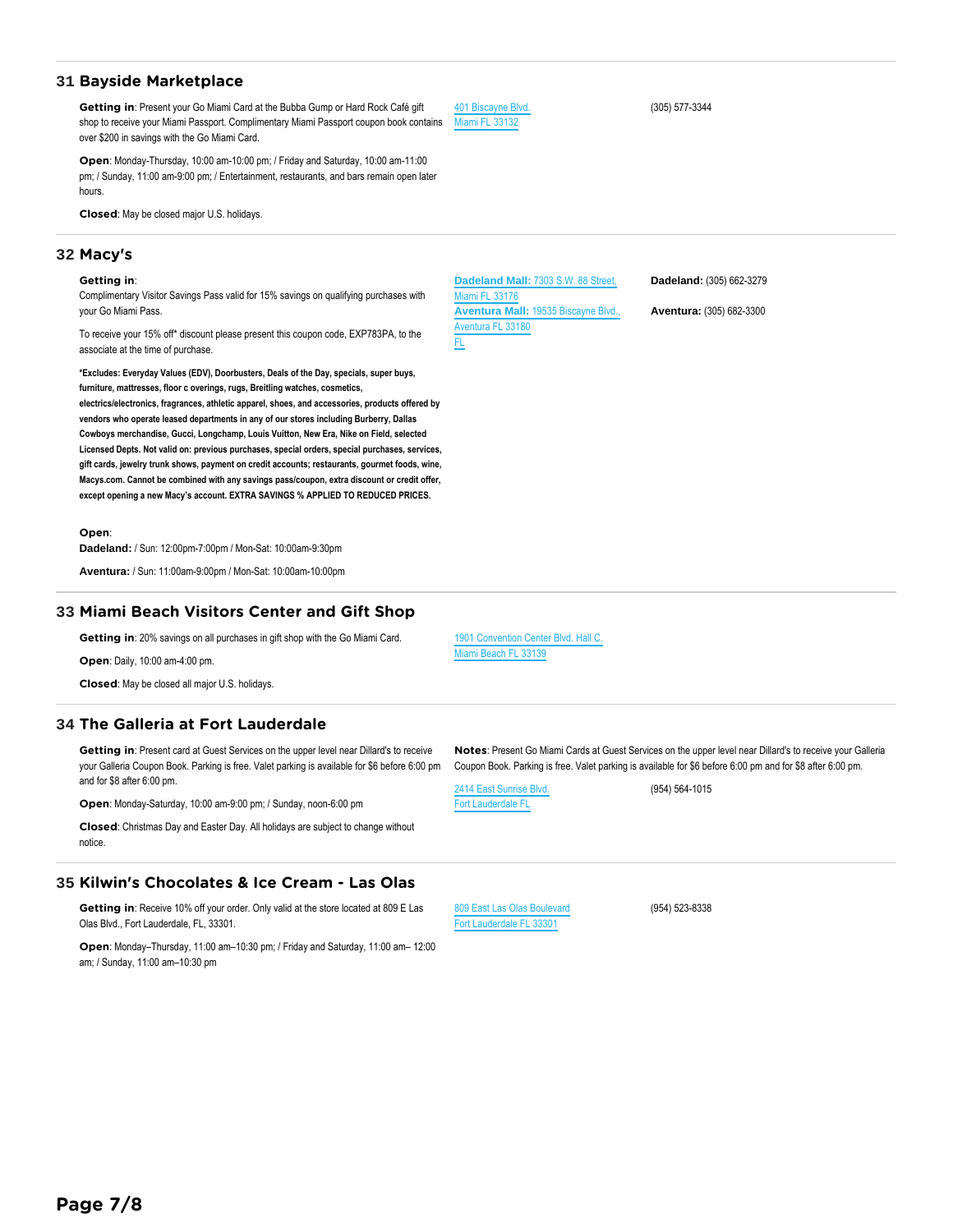## 31 Bayside Marketplace

**Getting in**: Present your Go Miami Card at the Bubba Gump or Hard Rock Café gift shop to receive your Miami Passport. Complimentary Miami Passport coupon book contains over $200 in savings with the Go Miami Card.

**Open**: Monday-Thursday, 10:00 am-10:00 pm; / Friday and Saturday, 10:00 am-11:00 pm; / Sunday, 11:00 am-9:00 pm; / Entertainment, restaurants, and bars remain open later hours.

**Closed**: May be closed major U.S. holidays.

401 Biscayne Blvd.
Miami FL 33132

(305) 577-3344

## 32 Macy's

**Getting in**:
Complimentary Visitor Savings Pass valid for 15% savings on qualifying purchases with your Go Miami Pass.

To receive your 15% off* discount please present this coupon code, EXP783PA, to the associate at the time of purchase.

**\*Excludes: Everyday Values (EDV), Doorbusters, Deals of the Day, specials, super buys, furniture, mattresses, floor c overings, rugs, Breitling watches, cosmetics, electrics/electronics, fragrances, athletic apparel, shoes, and accessories, products offered by vendors who operate leased departments in any of our stores including Burberry, Dallas Cowboys merchandise, Gucci, Longchamp, Louis Vuitton, New Era, Nike on Field, selected Licensed Depts. Not valid on: previous purchases, special orders, special purchases, services, gift cards, jewelry trunk shows, payment on credit accounts; restaurants, gourmet foods, wine, Macys.com. Cannot be combined with any savings pass/coupon, extra discount or credit offer, except opening a new Macy's account. EXTRA SAVINGS % APPLIED TO REDUCED PRICES.**

**Open**:
**Dadeland:** / Sun: 12:00pm-7:00pm / Mon-Sat: 10:00am-9:30pm

**Aventura:** / Sun: 11:00am-9:00pm / Mon-Sat: 10:00am-10:00pm

**Dadeland Mall:** 7303 S.W. 88 Street, Miami FL 33176
**Aventura Mall:** 19535 Biscayne Blvd., Aventura FL 33180 FL

**Dadeland:** (305) 662-3279

**Aventura:** (305) 682-3300

## 33 Miami Beach Visitors Center and Gift Shop

**Getting in**: 20% savings on all purchases in gift shop with the Go Miami Card.

**Open**: Daily, 10:00 am-4:00 pm.

**Closed**: May be closed all major U.S. holidays.

1901 Convention Center Blvd. Hall C.
Miami Beach FL 33139

## 34 The Galleria at Fort Lauderdale

**Getting in**: Present card at Guest Services on the upper level near Dillard's to receive your Galleria Coupon Book. Parking is free. Valet parking is available for $6 before 6:00 pm and for $8 after 6:00 pm.

**Open**: Monday-Saturday, 10:00 am-9:00 pm; / Sunday, noon-6:00 pm

**Closed**: Christmas Day and Easter Day. All holidays are subject to change without notice.

**Notes**: Present Go Miami Cards at Guest Services on the upper level near Dillard's to receive your Galleria Coupon Book. Parking is free. Valet parking is available for $6 before 6:00 pm and for $8 after 6:00 pm.

2414 East Sunrise Blvd.
Fort Lauderdale FL

(954) 564-1015

## 35 Kilwin's Chocolates & Ice Cream - Las Olas

**Getting in**: Receive 10% off your order. Only valid at the store located at 809 E Las Olas Blvd., Fort Lauderdale, FL, 33301.

**Open**: Monday–Thursday, 11:00 am–10:30 pm; / Friday and Saturday, 11:00 am– 12:00 am; / Sunday, 11:00 am–10:30 pm

809 East Las Olas Boulevard
Fort Lauderdale FL 33301

(954) 523-8338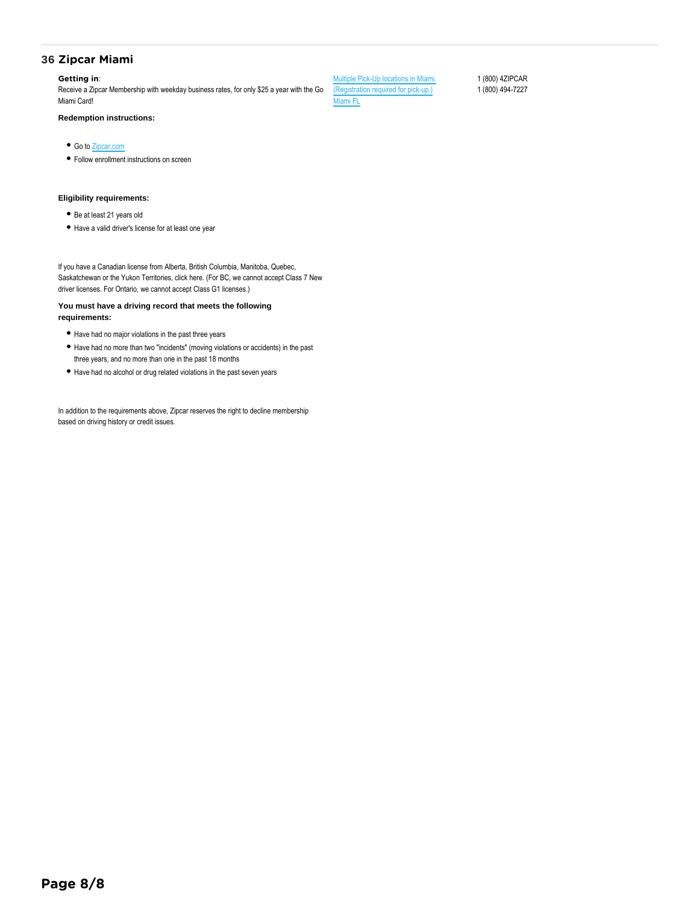## 36 Zipcar Miami

**Getting in**:
Receive a Zipcar Membership with weekday business rates, for only $25 a year with the Go Miami Card!

Multiple Pick-Up locations in Miami. (Registration required for pick-up.)
Miami FL

1 (800) 4ZIPCAR
1 (800) 494-7227

**Redemption instructions:**

- Go to Zipcar.com
- Follow enrollment instructions on screen

**Eligibility requirements:**

- Be at least 21 years old
- Have a valid driver's license for at least one year

If you have a Canadian license from Alberta, British Columbia, Manitoba, Quebec, Saskatchewan or the Yukon Territories, click here. (For BC, we cannot accept Class 7 New driver licenses. For Ontario, we cannot accept Class G1 licenses.)

**You must have a driving record that meets the following requirements:**

- Have had no major violations in the past three years
- Have had no more than two "incidents" (moving violations or accidents) in the past three years, and no more than one in the past 18 months
- Have had no alcohol or drug related violations in the past seven years

In addition to the requirements above, Zipcar reserves the right to decline membership based on driving history or credit issues.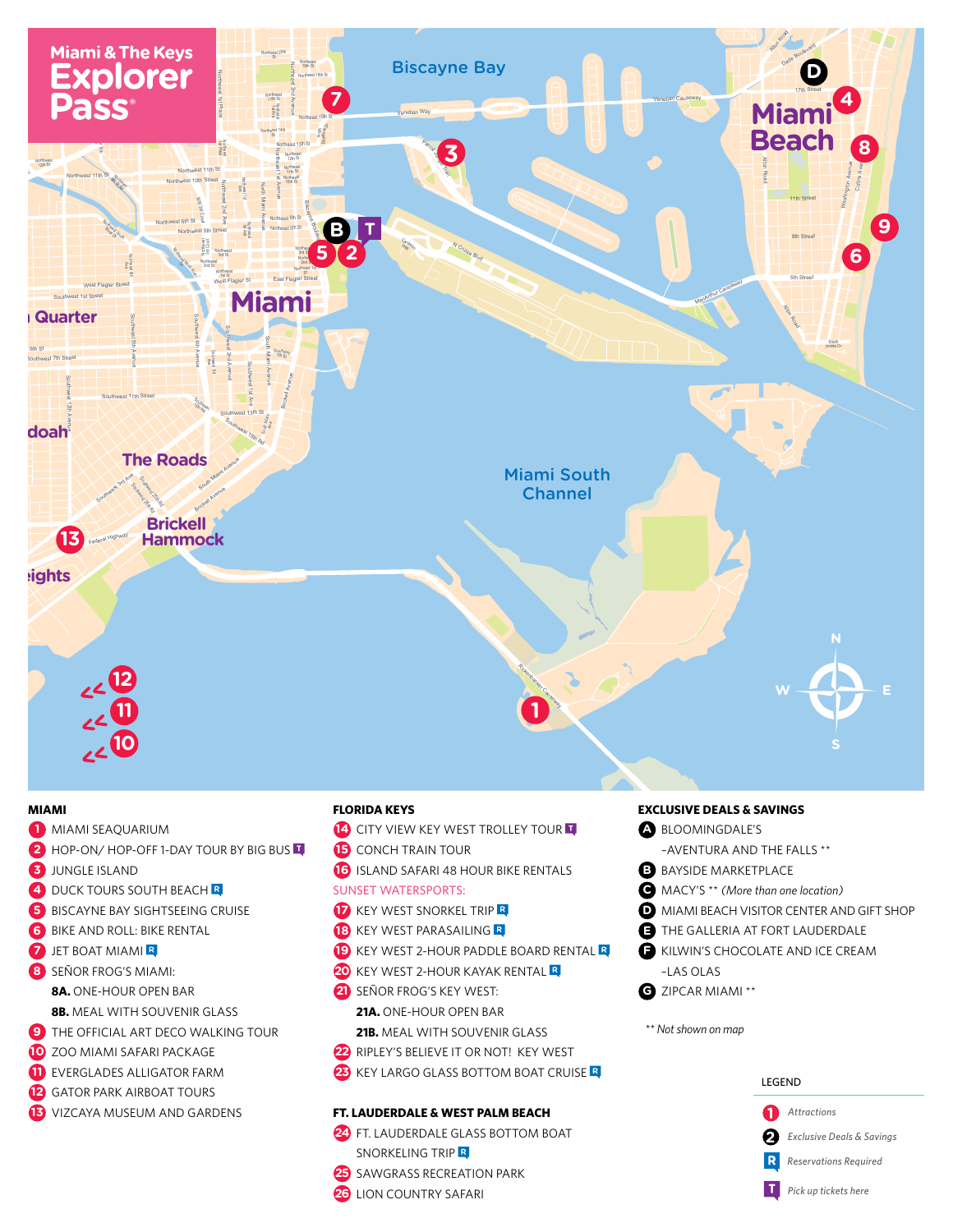# Miami & The Keys Explorer Pass®

## MIAMI

1. MIAMI SEAQUARIUM
2. HOP-ON/ HOP-OFF 1-DAY TOUR BY BIG BUS T
3. JUNGLE ISLAND
4. DUCK TOURS SOUTH BEACH R
5. BISCAYNE BAY SIGHTSEEING CRUISE
6. BIKE AND ROLL: BIKE RENTAL
7. JET BOAT MIAMI R
8. SEÑOR FROG'S MIAMI:
   - **8A.** ONE-HOUR OPEN BAR
   - **8B.** MEAL WITH SOUVENIR GLASS
9. THE OFFICIAL ART DECO WALKING TOUR
10. ZOO MIAMI SAFARI PACKAGE
11. EVERGLADES ALLIGATOR FARM
12. GATOR PARK AIRBOAT TOURS
13. VIZCAYA MUSEUM AND GARDENS

## FLORIDA KEYS

14. CITY VIEW KEY WEST TROLLEY TOUR T
15. CONCH TRAIN TOUR
16. ISLAND SAFARI 48 HOUR BIKE RENTALS

SUNSET WATERSPORTS:

17. KEY WEST SNORKEL TRIP R
18. KEY WEST PARASAILING R
19. KEY WEST 2-HOUR PADDLE BOARD RENTAL R
20. KEY WEST 2-HOUR KAYAK RENTAL R
21. SEÑOR FROG'S KEY WEST:
    - **21A.** ONE-HOUR OPEN BAR
    - **21B.** MEAL WITH SOUVENIR GLASS
22. RIPLEY'S BELIEVE IT OR NOT! KEY WEST
23. KEY LARGO GLASS BOTTOM BOAT CRUISE R

## FT. LAUDERDALE & WEST PALM BEACH

24. FT. LAUDERDALE GLASS BOTTOM BOAT SNORKELING TRIP R
25. SAWGRASS RECREATION PARK
26. LION COUNTRY SAFARI

## EXCLUSIVE DEALS & SAVINGS

- **A** BLOOMINGDALE'S –AVENTURA AND THE FALLS **
- **B** BAYSIDE MARKETPLACE
- **C** MACY'S ** *(More than one location)*
- **D** MIAMI BEACH VISITOR CENTER AND GIFT SHOP
- **E** THE GALLERIA AT FORT LAUDERDALE
- **F** KILWIN'S CHOCOLATE AND ICE CREAM –LAS OLAS
- **G** ZIPCAR MIAMI **

*** Not shown on map*

## LEGEND

- 1 — *Attractions*
- 2 — *Exclusive Deals & Savings*
- R — *Reservations Required*
- T — *Pick up tickets here*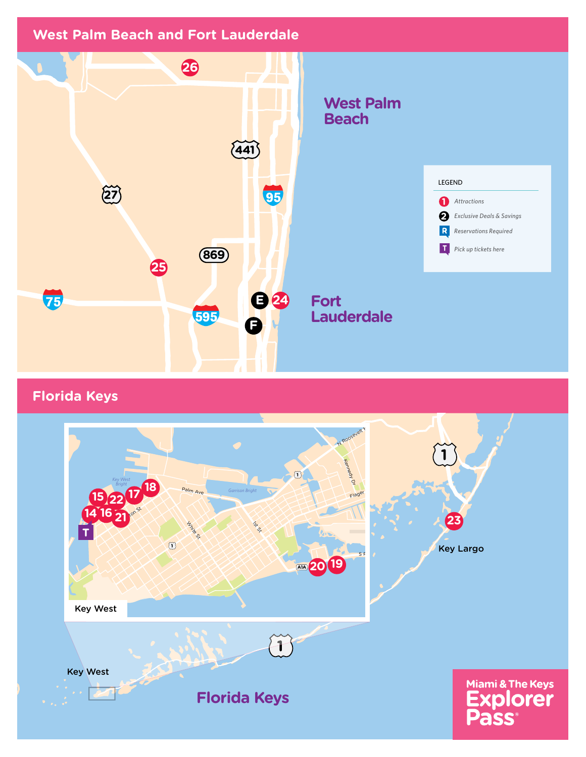## West Palm Beach and Fort Lauderdale

West Palm Beach

Fort Lauderdale

26

25

24

E

F

441

95

27

869

75

595

LEGEND

- 1 Attractions
- 2 Exclusive Deals & Savings
- R Reservations Required
- T Pick up tickets here

## Florida Keys

Key West

14 15 16 17 18 19 20 21 22

T

Palm Ave

White St

1st St

Kennedy Dr

Flagler

N Roosevelt

A1A

Key West Bright

Garrison Bright

1

23

Key Largo

Key West

Florida Keys

Miami & The Keys Explorer Pass®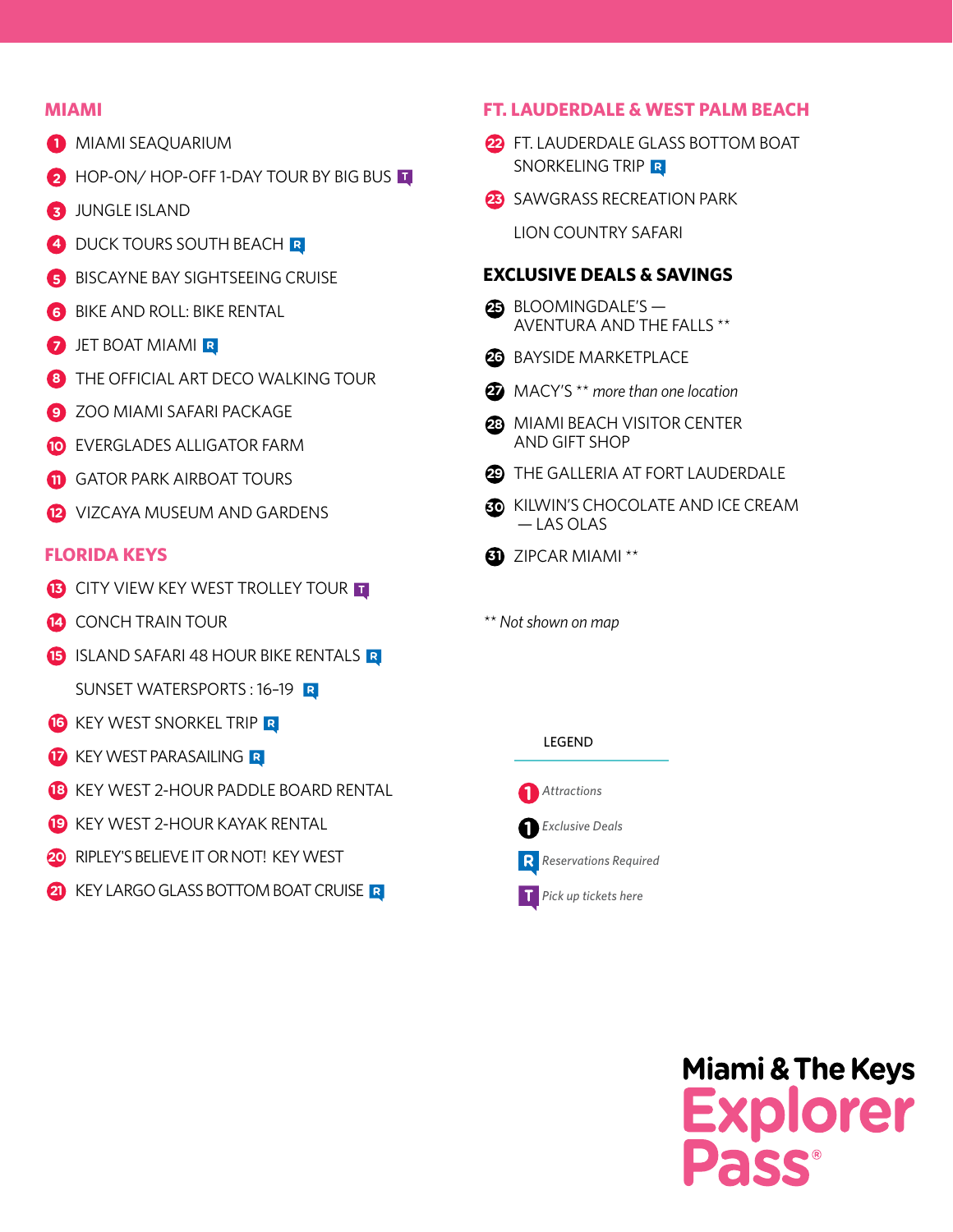## MIAMI

1. MIAMI SEAQUARIUM
2. HOP-ON/ HOP-OFF 1-DAY TOUR BY BIG BUS T
3. JUNGLE ISLAND
4. DUCK TOURS SOUTH BEACH R
5. BISCAYNE BAY SIGHTSEEING CRUISE
6. BIKE AND ROLL: BIKE RENTAL
7. JET BOAT MIAMI R
8. THE OFFICIAL ART DECO WALKING TOUR
9. ZOO MIAMI SAFARI PACKAGE
10. EVERGLADES ALLIGATOR FARM
11. GATOR PARK AIRBOAT TOURS
12. VIZCAYA MUSEUM AND GARDENS

## FLORIDA KEYS

13. CITY VIEW KEY WEST TROLLEY TOUR T
14. CONCH TRAIN TOUR
15. ISLAND SAFARI 48 HOUR BIKE RENTALS R

    SUNSET WATERSPORTS : 16–19 R
16. KEY WEST SNORKEL TRIP R
17. KEY WEST PARASAILING R
18. KEY WEST 2-HOUR PADDLE BOARD RENTAL
19. KEY WEST 2-HOUR KAYAK RENTAL
20. RIPLEY'S BELIEVE IT OR NOT! KEY WEST
21. KEY LARGO GLASS BOTTOM BOAT CRUISE R

## FT. LAUDERDALE & WEST PALM BEACH

22. FT. LAUDERDALE GLASS BOTTOM BOAT SNORKELING TRIP R
23. SAWGRASS RECREATION PARK

    LION COUNTRY SAFARI

## EXCLUSIVE DEALS & SAVINGS

25. BLOOMINGDALE'S — AVENTURA AND THE FALLS **
26. BAYSIDE MARKETPLACE
27. MACY'S ** *more than one location*
28. MIAMI BEACH VISITOR CENTER AND GIFT SHOP
29. THE GALLERIA AT FORT LAUDERDALE
30. KILWIN'S CHOCOLATE AND ICE CREAM — LAS OLAS
31. ZIPCAR MIAMI **

*** Not shown on map*

LEGEND

- 1 *Attractions*
- 1 *Exclusive Deals*
- R *Reservations Required*
- T *Pick up tickets here*

**Miami & The Keys Explorer Pass®**